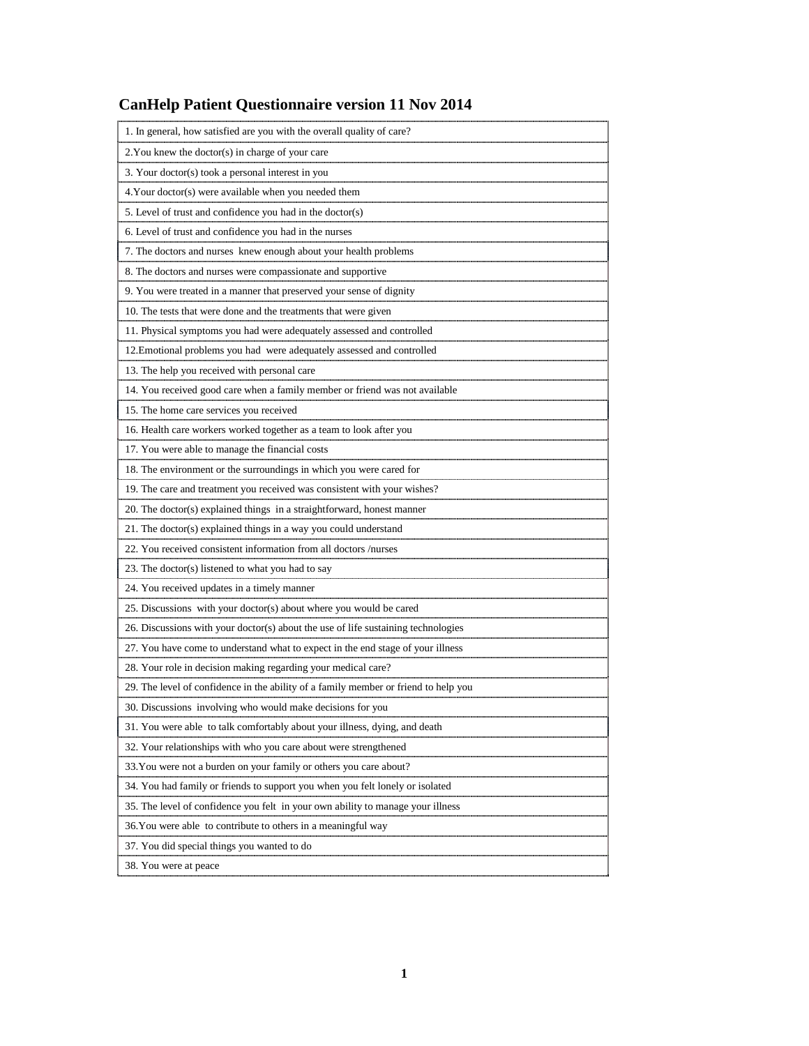# CanHelp Patient Questionnaire version 11 Nov 2014

| |
|---|
| 1. In general, how satisfied are you with the overall quality of care? |
| 2.You knew the doctor(s) in charge of your care |
| 3. Your doctor(s) took a personal interest in you |
| 4.Your doctor(s) were available when you needed them |
| 5. Level of trust and confidence you had in the doctor(s) |
| 6. Level of trust and confidence you had in the nurses |
| 7. The doctors and nurses knew enough about your health problems |
| 8. The doctors and nurses were compassionate and supportive |
| 9. You were treated in a manner that preserved your sense of dignity |
| 10. The tests that were done and the treatments that were given |
| 11. Physical symptoms you had were adequately assessed and controlled |
| 12.Emotional problems you had were adequately assessed and controlled |
| 13. The help you received with personal care |
| 14. You received good care when a family member or friend was not available |
| 15. The home care services you received |
| 16. Health care workers worked together as a team to look after you |
| 17. You were able to manage the financial costs |
| 18. The environment or the surroundings in which you were cared for |
| 19. The care and treatment you received was consistent with your wishes? |
| 20. The doctor(s) explained things in a straightforward, honest manner |
| 21. The doctor(s) explained things in a way you could understand |
| 22. You received consistent information from all doctors /nurses |
| 23. The doctor(s) listened to what you had to say |
| 24. You received updates in a timely manner |
| 25. Discussions with your doctor(s) about where you would be cared |
| 26. Discussions with your doctor(s) about the use of life sustaining technologies |
| 27. You have come to understand what to expect in the end stage of your illness |
| 28. Your role in decision making regarding your medical care? |
| 29. The level of confidence in the ability of a family member or friend to help you |
| 30. Discussions involving who would make decisions for you |
| 31. You were able to talk comfortably about your illness, dying, and death |
| 32. Your relationships with who you care about were strengthened |
| 33.You were not a burden on your family or others you care about? |
| 34. You had family or friends to support you when you felt lonely or isolated |
| 35. The level of confidence you felt in your own ability to manage your illness |
| 36.You were able to contribute to others in a meaningful way |
| 37. You did special things you wanted to do |
| 38. You were at peace |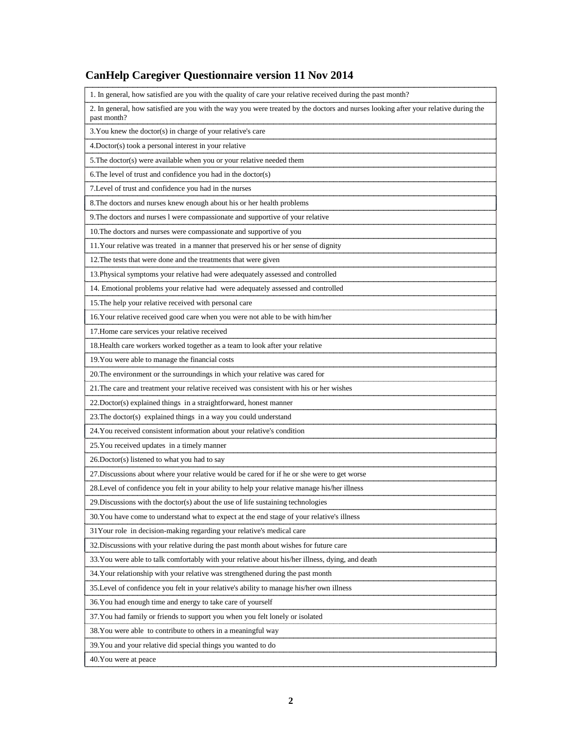# CanHelp Caregiver Questionnaire version 11 Nov 2014

| |
|---|
| 1. In general, how satisfied are you with the quality of care your relative received during the past month? |
| 2. In general, how satisfied are you with the way you were treated by the doctors and nurses looking after your relative during the past month? |
| 3.You knew the doctor(s) in charge of your relative's care |
| 4.Doctor(s) took a personal interest in your relative |
| 5.The doctor(s) were available when you or your relative needed them |
| 6.The level of trust and confidence you had in the doctor(s) |
| 7.Level of trust and confidence you had in the nurses |
| 8.The doctors and nurses knew enough about his or her health problems |
| 9.The doctors and nurses l were compassionate and supportive of your relative |
| 10.The doctors and nurses were compassionate and supportive of you |
| 11.Your relative was treated in a manner that preserved his or her sense of dignity |
| 12.The tests that were done and the treatments that were given |
| 13.Physical symptoms your relative had were adequately assessed and controlled |
| 14. Emotional problems your relative had were adequately assessed and controlled |
| 15.The help your relative received with personal care |
| 16.Your relative received good care when you were not able to be with him/her |
| 17.Home care services your relative received |
| 18.Health care workers worked together as a team to look after your relative |
| 19.You were able to manage the financial costs |
| 20.The environment or the surroundings in which your relative was cared for |
| 21.The care and treatment your relative received was consistent with his or her wishes |
| 22.Doctor(s) explained things in a straightforward, honest manner |
| 23.The doctor(s) explained things in a way you could understand |
| 24.You received consistent information about your relative's condition |
| 25.You received updates in a timely manner |
| 26.Doctor(s) listened to what you had to say |
| 27.Discussions about where your relative would be cared for if he or she were to get worse |
| 28.Level of confidence you felt in your ability to help your relative manage his/her illness |
| 29.Discussions with the doctor(s) about the use of life sustaining technologies |
| 30.You have come to understand what to expect at the end stage of your relative's illness |
| 31Your role in decision-making regarding your relative's medical care |
| 32.Discussions with your relative during the past month about wishes for future care |
| 33.You were able to talk comfortably with your relative about his/her illness, dying, and death |
| 34.Your relationship with your relative was strengthened during the past month |
| 35.Level of confidence you felt in your relative's ability to manage his/her own illness |
| 36.You had enough time and energy to take care of yourself |
| 37.You had family or friends to support you when you felt lonely or isolated |
| 38.You were able to contribute to others in a meaningful way |
| 39.You and your relative did special things you wanted to do |
| 40.You were at peace |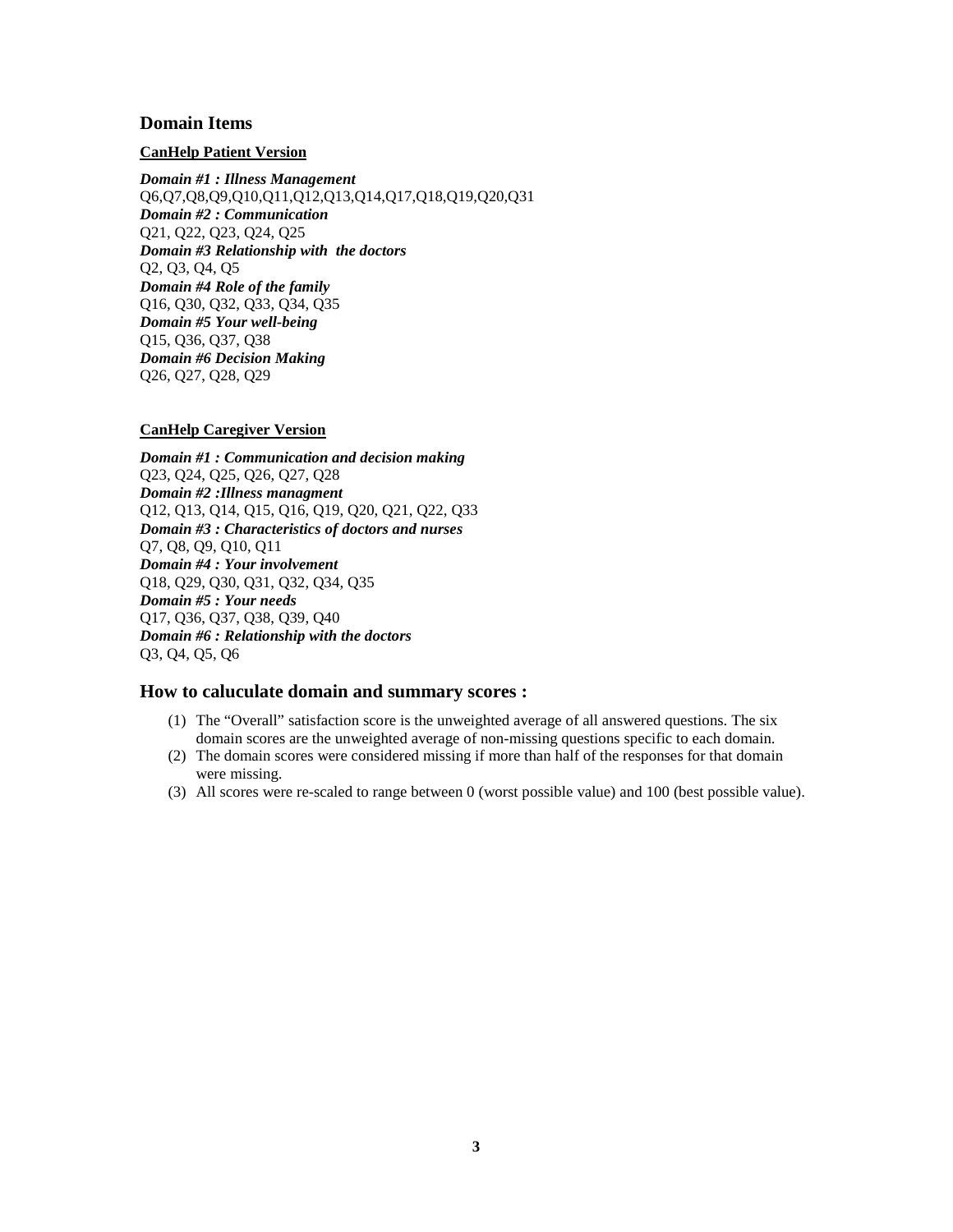## Domain Items

**CanHelp Patient Version**

***Domain #1 : Illness Management***
Q6,Q7,Q8,Q9,Q10,Q11,Q12,Q13,Q14,Q17,Q18,Q19,Q20,Q31
***Domain #2 : Communication***
Q21, Q22, Q23, Q24, Q25
***Domain #3 Relationship with the doctors***
Q2, Q3, Q4, Q5
***Domain #4 Role of the family***
Q16, Q30, Q32, Q33, Q34, Q35
***Domain #5 Your well-being***
Q15, Q36, Q37, Q38
***Domain #6 Decision Making***
Q26, Q27, Q28, Q29

**CanHelp Caregiver Version**

***Domain #1 : Communication and decision making***
Q23, Q24, Q25, Q26, Q27, Q28
***Domain #2 :Illness managment***
Q12, Q13, Q14, Q15, Q16, Q19, Q20, Q21, Q22, Q33
***Domain #3 : Characteristics of doctors and nurses***
Q7, Q8, Q9, Q10, Q11
***Domain #4 : Your involvement***
Q18, Q29, Q30, Q31, Q32, Q34, Q35
***Domain #5 : Your needs***
Q17, Q36, Q37, Q38, Q39, Q40
***Domain #6 : Relationship with the doctors***
Q3, Q4, Q5, Q6

## How to caluculate domain and summary scores :

(1) The "Overall" satisfaction score is the unweighted average of all answered questions. The six domain scores are the unweighted average of non-missing questions specific to each domain.
(2) The domain scores were considered missing if more than half of the responses for that domain were missing.
(3) All scores were re-scaled to range between 0 (worst possible value) and 100 (best possible value).